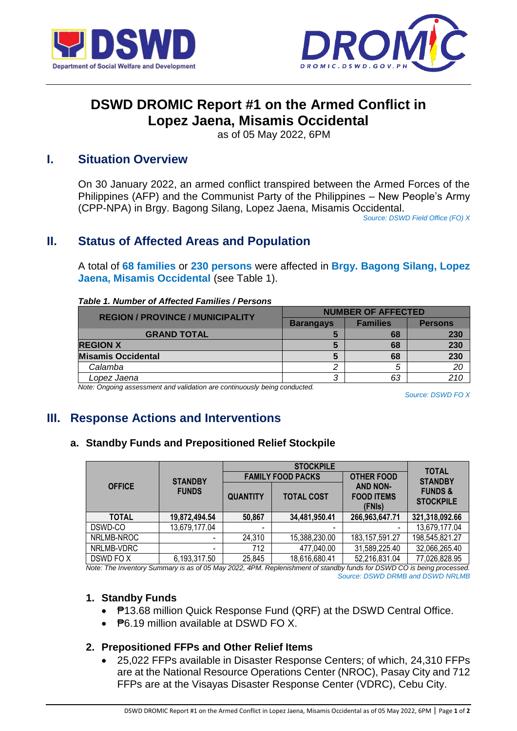# DSWD DROMIC Report #1 on the Armed Conflict in Lopez Jaena, Misamis Occidental

as of 05 May 2022, 6PM

## I. Situation Overview

On 30 January 2022, an armed conflict transpired between the Armed Forces of the Philippines (AFP) and the Communist Party of the Philippines – New People's Army (CPP-NPA) in Brgy. Bagong Silang, Lopez Jaena, Misamis Occidental.

*Source: DSWD Field Office (FO) X*

## II. Status of Affected Areas and Population

A total of **68 families** or **230 persons** were affected in **Brgy. Bagong Silang, Lopez Jaena, Misamis Occidental** (see Table 1).

***Table 1. Number of Affected Families / Persons***

| REGION / PROVINCE / MUNICIPALITY | NUMBER OF AFFECTED | | |
|---|---|---|---|
| | Barangays | Families | Persons |
| **GRAND TOTAL** | **5** | **68** | **230** |
| **REGION X** | **5** | **68** | **230** |
| **Misamis Occidental** | **5** | **68** | **230** |
| *Calamba* | *2* | *5* | *20* |
| *Lopez Jaena* | *3* | *63* | *210* |

*Note: Ongoing assessment and validation are continuously being conducted.*

*Source: DSWD FO X*

## III. Response Actions and Interventions

### a. Standby Funds and Prepositioned Relief Stockpile

| OFFICE | STANDBY FUNDS | STOCKPILE | | | TOTAL STANDBY FUNDS & STOCKPILE |
|---|---|---|---|---|---|
| | | FAMILY FOOD PACKS | | OTHER FOOD AND NON-FOOD ITEMS (FNIs) | |
| | | QUANTITY | TOTAL COST | | |
| **TOTAL** | **19,872,494.54** | **50,867** | **34,481,950.41** | **266,963,647.71** | **321,318,092.66** |
| DSWD-CO | 13,679,177.04 | - | - | - | 13,679,177.04 |
| NRLMB-NROC | - | 24,310 | 15,388,230.00 | 183,157,591.27 | 198,545,821.27 |
| NRLMB-VDRC | - | 712 | 477,040.00 | 31,589,225.40 | 32,066,265.40 |
| DSWD FO X | 6,193,317.50 | 25,845 | 18,616,680.41 | 52,216,831.04 | 77,026,828.95 |

*Note: The Inventory Summary is as of 05 May 2022, 4PM. Replenishment of standby funds for DSWD CO is being processed.*

*Source: DSWD DRMB and DSWD NRLMB*

**1. Standby Funds**

- ₱13.68 million Quick Response Fund (QRF) at the DSWD Central Office.
- ₱6.19 million available at DSWD FO X.

**2. Prepositioned FFPs and Other Relief Items**

- 25,022 FFPs available in Disaster Response Centers; of which, 24,310 FFPs are at the National Resource Operations Center (NROC), Pasay City and 712 FFPs are at the Visayas Disaster Response Center (VDRC), Cebu City.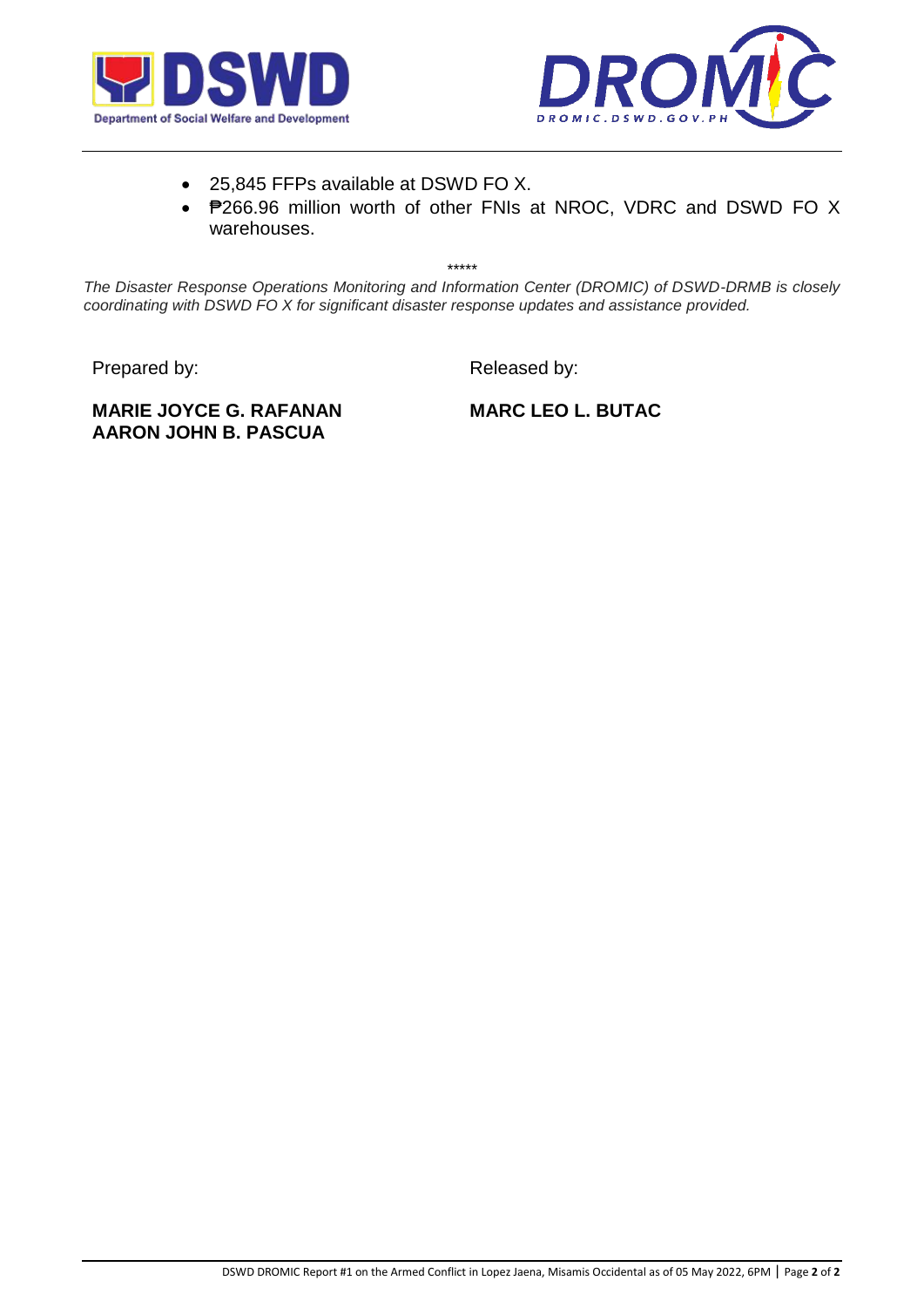- 25,845 FFPs available at DSWD FO X.
- ₱266.96 million worth of other FNIs at NROC, VDRC and DSWD FO X warehouses.

*****

*The Disaster Response Operations Monitoring and Information Center (DROMIC) of DSWD-DRMB is closely coordinating with DSWD FO X for significant disaster response updates and assistance provided.*

| Prepared by: | Released by: |
|---|---|
| **MARIE JOYCE G. RAFANAN** | **MARC LEO L. BUTAC** |
| **AARON JOHN B. PASCUA** | |